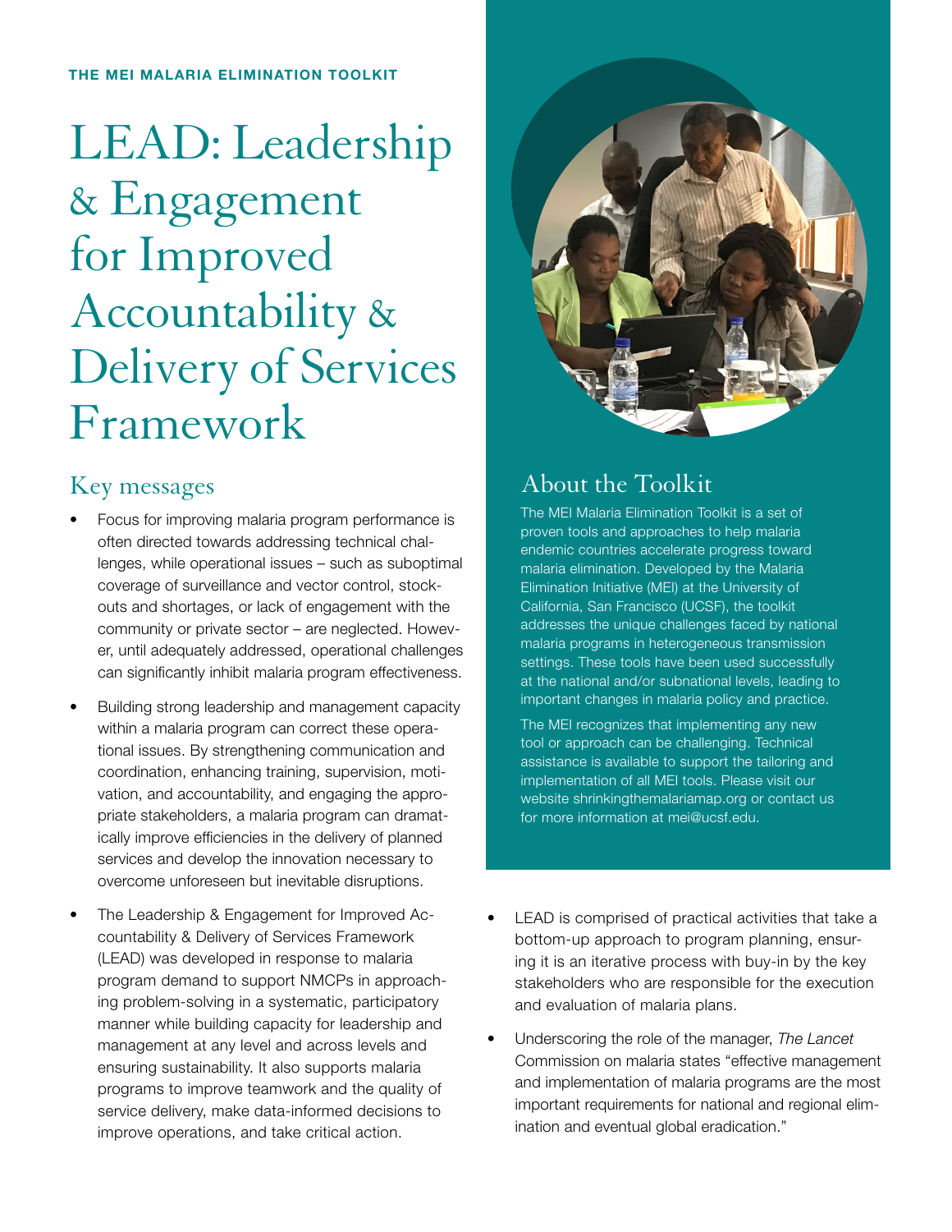THE MEI MALARIA ELIMINATION TOOLKIT

# LEAD: Leadership & Engagement for Improved Accountability & Delivery of Services Framework

## Key messages

- Focus for improving malaria program performance is often directed towards addressing technical challenges, while operational issues – such as suboptimal coverage of surveillance and vector control, stockouts and shortages, or lack of engagement with the community or private sector – are neglected. However, until adequately addressed, operational challenges can significantly inhibit malaria program effectiveness.
- Building strong leadership and management capacity within a malaria program can correct these operational issues. By strengthening communication and coordination, enhancing training, supervision, motivation, and accountability, and engaging the appropriate stakeholders, a malaria program can dramatically improve efficiencies in the delivery of planned services and develop the innovation necessary to overcome unforeseen but inevitable disruptions.
- The Leadership & Engagement for Improved Accountability & Delivery of Services Framework (LEAD) was developed in response to malaria program demand to support NMCPs in approaching problem-solving in a systematic, participatory manner while building capacity for leadership and management at any level and across levels and ensuring sustainability. It also supports malaria programs to improve teamwork and the quality of service delivery, make data-informed decisions to improve operations, and take critical action.
- LEAD is comprised of practical activities that take a bottom-up approach to program planning, ensuring it is an iterative process with buy-in by the key stakeholders who are responsible for the execution and evaluation of malaria plans.
- Underscoring the role of the manager, *The Lancet* Commission on malaria states "effective management and implementation of malaria programs are the most important requirements for national and regional elimination and eventual global eradication."

## About the Toolkit

The MEI Malaria Elimination Toolkit is a set of proven tools and approaches to help malaria endemic countries accelerate progress toward malaria elimination. Developed by the Malaria Elimination Initiative (MEI) at the University of California, San Francisco (UCSF), the toolkit addresses the unique challenges faced by national malaria programs in heterogeneous transmission settings. These tools have been used successfully at the national and/or subnational levels, leading to important changes in malaria policy and practice.

The MEI recognizes that implementing any new tool or approach can be challenging. Technical assistance is available to support the tailoring and implementation of all MEI tools. Please visit our website shrinkingthemalariamap.org or contact us for more information at mei@ucsf.edu.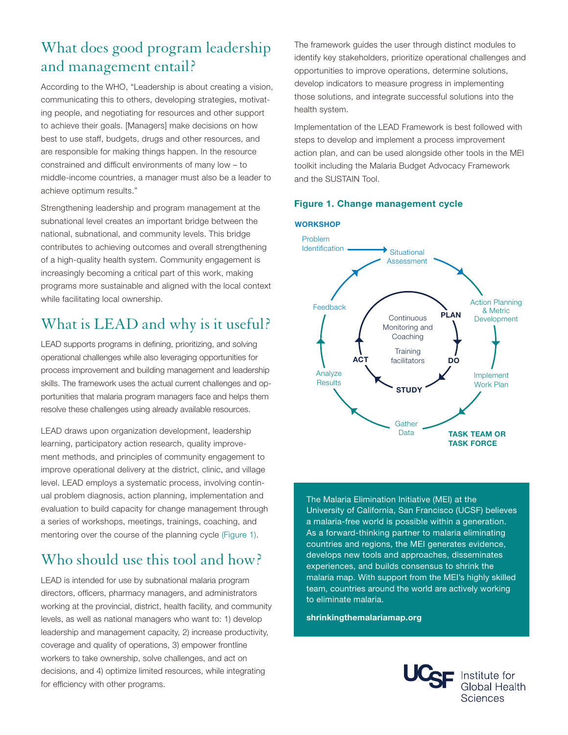## What does good program leadership and management entail?

According to the WHO, "Leadership is about creating a vision, communicating this to others, developing strategies, motivating people, and negotiating for resources and other support to achieve their goals. [Managers] make decisions on how best to use staff, budgets, drugs and other resources, and are responsible for making things happen. In the resource constrained and difficult environments of many low – to middle-income countries, a manager must also be a leader to achieve optimum results."

Strengthening leadership and program management at the subnational level creates an important bridge between the national, subnational, and community levels. This bridge contributes to achieving outcomes and overall strengthening of a high-quality health system. Community engagement is increasingly becoming a critical part of this work, making programs more sustainable and aligned with the local context while facilitating local ownership.

## What is LEAD and why is it useful?

LEAD supports programs in defining, prioritizing, and solving operational challenges while also leveraging opportunities for process improvement and building management and leadership skills. The framework uses the actual current challenges and opportunities that malaria program managers face and helps them resolve these challenges using already available resources.

LEAD draws upon organization development, leadership learning, participatory action research, quality improvement methods, and principles of community engagement to improve operational delivery at the district, clinic, and village level. LEAD employs a systematic process, involving continual problem diagnosis, action planning, implementation and evaluation to build capacity for change management through a series of workshops, meetings, trainings, coaching, and mentoring over the course of the planning cycle (Figure 1).

## Who should use this tool and how?

LEAD is intended for use by subnational malaria program directors, officers, pharmacy managers, and administrators working at the provincial, district, health facility, and community levels, as well as national managers who want to: 1) develop leadership and management capacity, 2) increase productivity, coverage and quality of operations, 3) empower frontline workers to take ownership, solve challenges, and act on decisions, and 4) optimize limited resources, while integrating for efficiency with other programs.

The framework guides the user through distinct modules to identify key stakeholders, prioritize operational challenges and opportunities to improve operations, determine solutions, develop indicators to measure progress in implementing those solutions, and integrate successful solutions into the health system.

Implementation of the LEAD Framework is best followed with steps to develop and implement a process improvement action plan, and can be used alongside other tools in the MEI toolkit including the Malaria Budget Advocacy Framework and the SUSTAIN Tool.

**Figure 1. Change management cycle**

WORKSHOP

Problem Identification

Situational Assessment

Action Planning & Metric Development

Implement Work Plan

Gather Data

Analyze Results

Feedback

TASK TEAM OR TASK FORCE

PLAN

DO

STUDY

ACT

Continuous Monitoring and Coaching

Training facilitators

The Malaria Elimination Initiative (MEI) at the University of California, San Francisco (UCSF) believes a malaria-free world is possible within a generation. As a forward-thinking partner to malaria eliminating countries and regions, the MEI generates evidence, develops new tools and approaches, disseminates experiences, and builds consensus to shrink the malaria map. With support from the MEI's highly skilled team, countries around the world are actively working to eliminate malaria.

**shrinkingthemalariamap.org**

UCSF Institute for Global Health Sciences